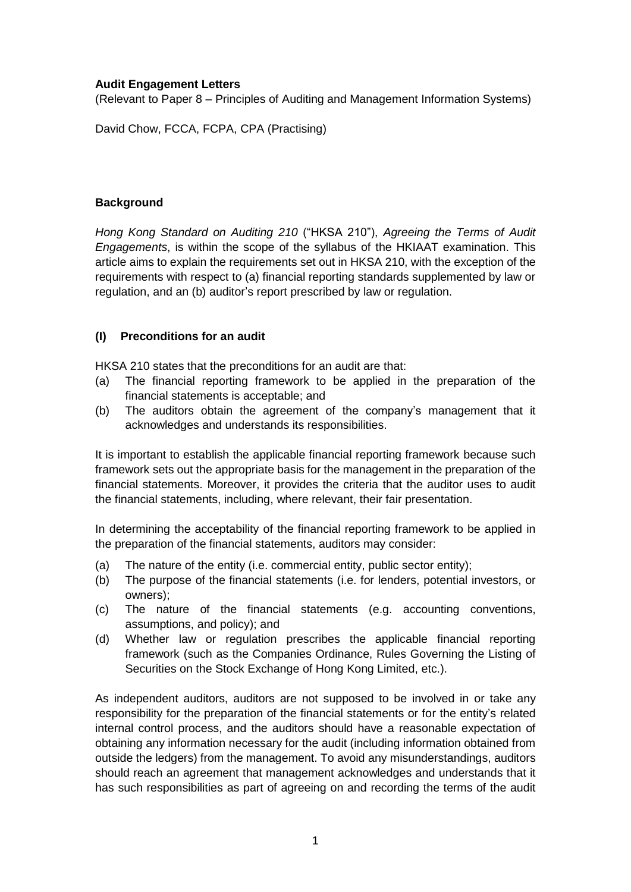**Audit Engagement Letters**

(Relevant to Paper 8 – Principles of Auditing and Management Information Systems)

David Chow, FCCA, FCPA, CPA (Practising)

**Background**

*Hong Kong Standard on Auditing 210* ("HKSA 210"), *Agreeing the Terms of Audit Engagements*, is within the scope of the syllabus of the HKIAAT examination. This article aims to explain the requirements set out in HKSA 210, with the exception of the requirements with respect to (a) financial reporting standards supplemented by law or regulation, and an (b) auditor's report prescribed by law or regulation.

**(I) Preconditions for an audit**

HKSA 210 states that the preconditions for an audit are that:

(a) The financial reporting framework to be applied in the preparation of the financial statements is acceptable; and

(b) The auditors obtain the agreement of the company's management that it acknowledges and understands its responsibilities.

It is important to establish the applicable financial reporting framework because such framework sets out the appropriate basis for the management in the preparation of the financial statements. Moreover, it provides the criteria that the auditor uses to audit the financial statements, including, where relevant, their fair presentation.

In determining the acceptability of the financial reporting framework to be applied in the preparation of the financial statements, auditors may consider:

(a) The nature of the entity (i.e. commercial entity, public sector entity);

(b) The purpose of the financial statements (i.e. for lenders, potential investors, or owners);

(c) The nature of the financial statements (e.g. accounting conventions, assumptions, and policy); and

(d) Whether law or regulation prescribes the applicable financial reporting framework (such as the Companies Ordinance, Rules Governing the Listing of Securities on the Stock Exchange of Hong Kong Limited, etc.).

As independent auditors, auditors are not supposed to be involved in or take any responsibility for the preparation of the financial statements or for the entity's related internal control process, and the auditors should have a reasonable expectation of obtaining any information necessary for the audit (including information obtained from outside the ledgers) from the management. To avoid any misunderstandings, auditors should reach an agreement that management acknowledges and understands that it has such responsibilities as part of agreeing on and recording the terms of the audit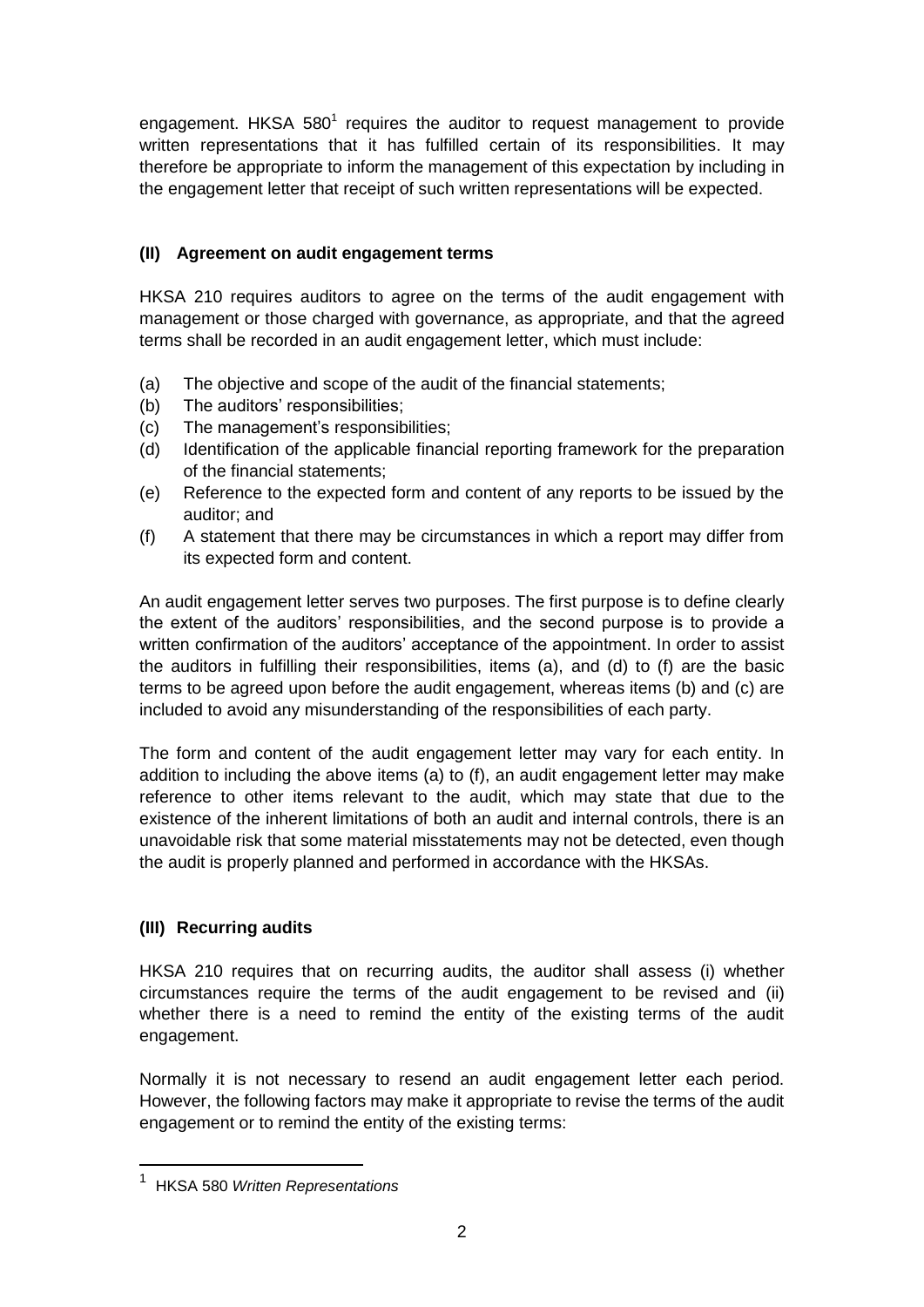engagement. HKSA 580[1] requires the auditor to request management to provide written representations that it has fulfilled certain of its responsibilities. It may therefore be appropriate to inform the management of this expectation by including in the engagement letter that receipt of such written representations will be expected.

### (II) Agreement on audit engagement terms

HKSA 210 requires auditors to agree on the terms of the audit engagement with management or those charged with governance, as appropriate, and that the agreed terms shall be recorded in an audit engagement letter, which must include:

(a) The objective and scope of the audit of the financial statements;
(b) The auditors' responsibilities;
(c) The management's responsibilities;
(d) Identification of the applicable financial reporting framework for the preparation of the financial statements;
(e) Reference to the expected form and content of any reports to be issued by the auditor; and
(f) A statement that there may be circumstances in which a report may differ from its expected form and content.

An audit engagement letter serves two purposes. The first purpose is to define clearly the extent of the auditors' responsibilities, and the second purpose is to provide a written confirmation of the auditors' acceptance of the appointment. In order to assist the auditors in fulfilling their responsibilities, items (a), and (d) to (f) are the basic terms to be agreed upon before the audit engagement, whereas items (b) and (c) are included to avoid any misunderstanding of the responsibilities of each party.

The form and content of the audit engagement letter may vary for each entity. In addition to including the above items (a) to (f), an audit engagement letter may make reference to other items relevant to the audit, which may state that due to the existence of the inherent limitations of both an audit and internal controls, there is an unavoidable risk that some material misstatements may not be detected, even though the audit is properly planned and performed in accordance with the HKSAs.

### (III) Recurring audits

HKSA 210 requires that on recurring audits, the auditor shall assess (i) whether circumstances require the terms of the audit engagement to be revised and (ii) whether there is a need to remind the entity of the existing terms of the audit engagement.

Normally it is not necessary to resend an audit engagement letter each period. However, the following factors may make it appropriate to revise the terms of the audit engagement or to remind the entity of the existing terms:

[1] HKSA 580 *Written Representations*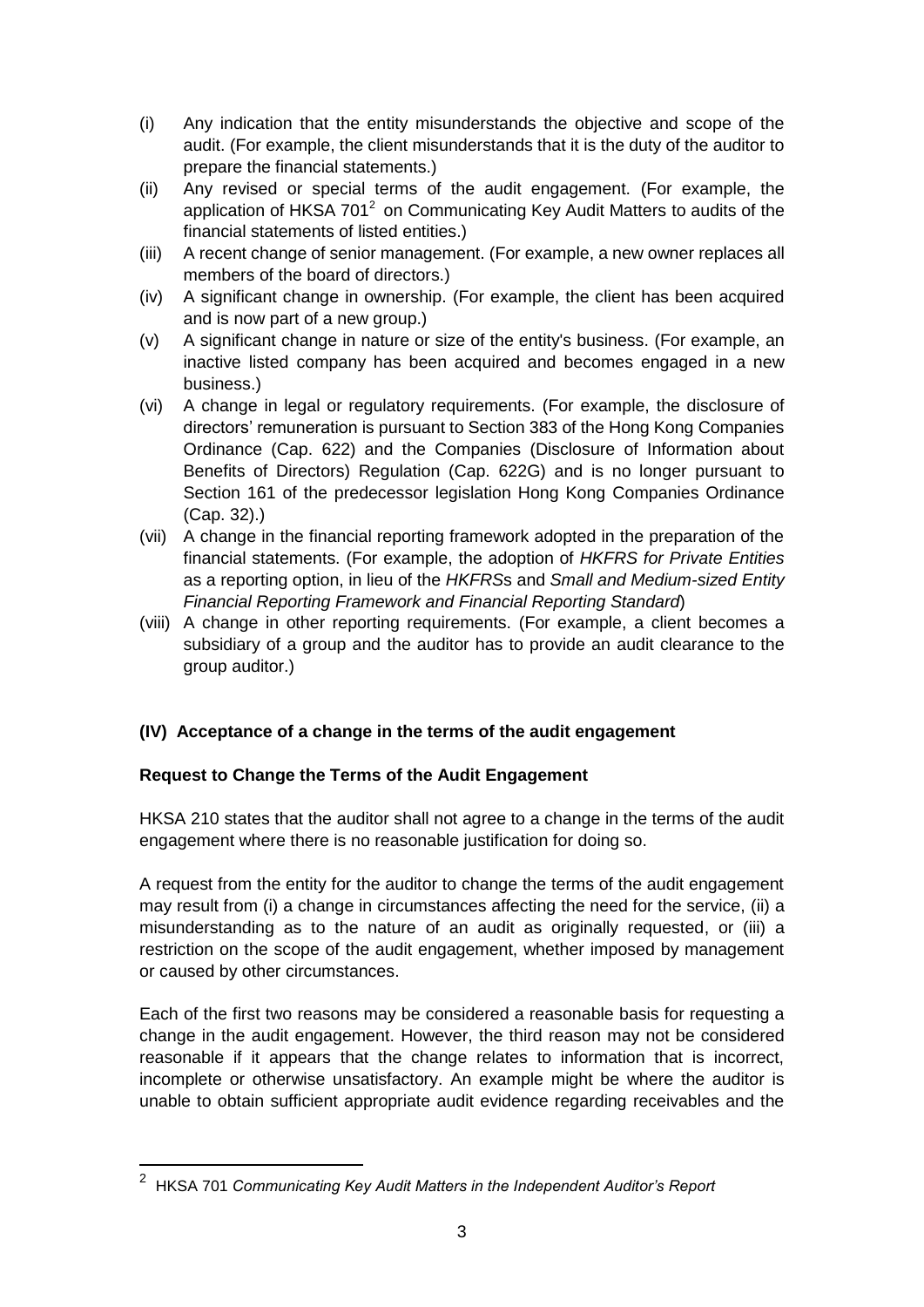(i) Any indication that the entity misunderstands the objective and scope of the audit. (For example, the client misunderstands that it is the duty of the auditor to prepare the financial statements.)

(ii) Any revised or special terms of the audit engagement. (For example, the application of HKSA 701[2] on Communicating Key Audit Matters to audits of the financial statements of listed entities.)

(iii) A recent change of senior management. (For example, a new owner replaces all members of the board of directors.)

(iv) A significant change in ownership. (For example, the client has been acquired and is now part of a new group.)

(v) A significant change in nature or size of the entity's business. (For example, an inactive listed company has been acquired and becomes engaged in a new business.)

(vi) A change in legal or regulatory requirements. (For example, the disclosure of directors' remuneration is pursuant to Section 383 of the Hong Kong Companies Ordinance (Cap. 622) and the Companies (Disclosure of Information about Benefits of Directors) Regulation (Cap. 622G) and is no longer pursuant to Section 161 of the predecessor legislation Hong Kong Companies Ordinance (Cap. 32).)

(vii) A change in the financial reporting framework adopted in the preparation of the financial statements. (For example, the adoption of *HKFRS for Private Entities* as a reporting option, in lieu of the *HKFRSs* and *Small and Medium-sized Entity Financial Reporting Framework and Financial Reporting Standard*)

(viii) A change in other reporting requirements. (For example, a client becomes a subsidiary of a group and the auditor has to provide an audit clearance to the group auditor.)

## (IV) Acceptance of a change in the terms of the audit engagement

### Request to Change the Terms of the Audit Engagement

HKSA 210 states that the auditor shall not agree to a change in the terms of the audit engagement where there is no reasonable justification for doing so.

A request from the entity for the auditor to change the terms of the audit engagement may result from (i) a change in circumstances affecting the need for the service, (ii) a misunderstanding as to the nature of an audit as originally requested, or (iii) a restriction on the scope of the audit engagement, whether imposed by management or caused by other circumstances.

Each of the first two reasons may be considered a reasonable basis for requesting a change in the audit engagement. However, the third reason may not be considered reasonable if it appears that the change relates to information that is incorrect, incomplete or otherwise unsatisfactory. An example might be where the auditor is unable to obtain sufficient appropriate audit evidence regarding receivables and the

[2] HKSA 701 *Communicating Key Audit Matters in the Independent Auditor's Report*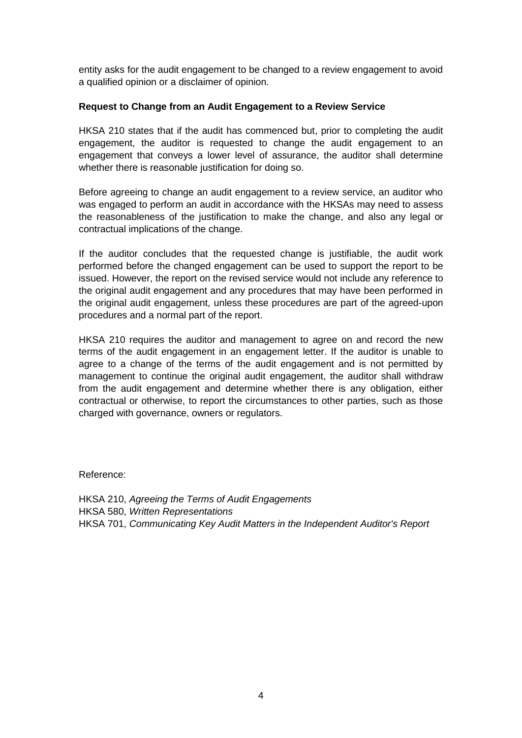entity asks for the audit engagement to be changed to a review engagement to avoid a qualified opinion or a disclaimer of opinion.

**Request to Change from an Audit Engagement to a Review Service**

HKSA 210 states that if the audit has commenced but, prior to completing the audit engagement, the auditor is requested to change the audit engagement to an engagement that conveys a lower level of assurance, the auditor shall determine whether there is reasonable justification for doing so.

Before agreeing to change an audit engagement to a review service, an auditor who was engaged to perform an audit in accordance with the HKSAs may need to assess the reasonableness of the justification to make the change, and also any legal or contractual implications of the change.

If the auditor concludes that the requested change is justifiable, the audit work performed before the changed engagement can be used to support the report to be issued. However, the report on the revised service would not include any reference to the original audit engagement and any procedures that may have been performed in the original audit engagement, unless these procedures are part of the agreed-upon procedures and a normal part of the report.

HKSA 210 requires the auditor and management to agree on and record the new terms of the audit engagement in an engagement letter. If the auditor is unable to agree to a change of the terms of the audit engagement and is not permitted by management to continue the original audit engagement, the auditor shall withdraw from the audit engagement and determine whether there is any obligation, either contractual or otherwise, to report the circumstances to other parties, such as those charged with governance, owners or regulators.

Reference:

HKSA 210, *Agreeing the Terms of Audit Engagements*
HKSA 580, *Written Representations*
HKSA 701, *Communicating Key Audit Matters in the Independent Auditor's Report*